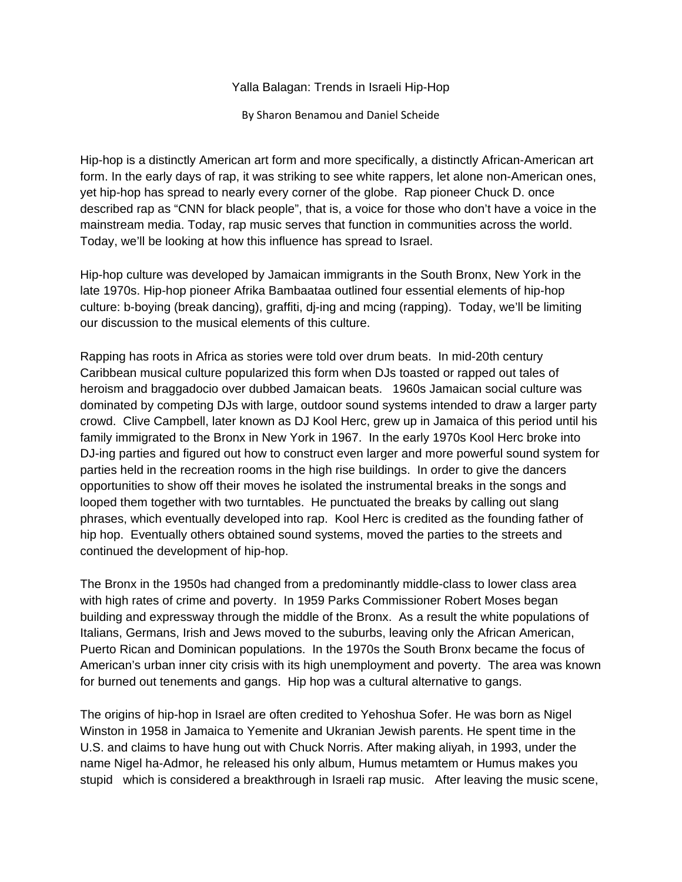# Yalla Balagan: Trends in Israeli Hip-Hop

By Sharon Benamou and Daniel Scheide

Hip-hop is a distinctly American art form and more specifically, a distinctly African-American art form. In the early days of rap, it was striking to see white rappers, let alone non-American ones, yet hip-hop has spread to nearly every corner of the globe. Rap pioneer Chuck D. once described rap as “CNN for black people”, that is, a voice for those who don’t have a voice in the mainstream media. Today, rap music serves that function in communities across the world. Today, we’ll be looking at how this influence has spread to Israel.

Hip-hop culture was developed by Jamaican immigrants in the South Bronx, New York in the late 1970s. Hip-hop pioneer Afrika Bambaataa outlined four essential elements of hip-hop culture: b-boying (break dancing), graffiti, dj-ing and mcing (rapping). Today, we’ll be limiting our discussion to the musical elements of this culture.

Rapping has roots in Africa as stories were told over drum beats. In mid-20th century Caribbean musical culture popularized this form when DJs toasted or rapped out tales of heroism and braggadocio over dubbed Jamaican beats. 1960s Jamaican social culture was dominated by competing DJs with large, outdoor sound systems intended to draw a larger party crowd. Clive Campbell, later known as DJ Kool Herc, grew up in Jamaica of this period until his family immigrated to the Bronx in New York in 1967. In the early 1970s Kool Herc broke into DJ-ing parties and figured out how to construct even larger and more powerful sound system for parties held in the recreation rooms in the high rise buildings. In order to give the dancers opportunities to show off their moves he isolated the instrumental breaks in the songs and looped them together with two turntables. He punctuated the breaks by calling out slang phrases, which eventually developed into rap. Kool Herc is credited as the founding father of hip hop. Eventually others obtained sound systems, moved the parties to the streets and continued the development of hip-hop.

The Bronx in the 1950s had changed from a predominantly middle-class to lower class area with high rates of crime and poverty. In 1959 Parks Commissioner Robert Moses began building and expressway through the middle of the Bronx. As a result the white populations of Italians, Germans, Irish and Jews moved to the suburbs, leaving only the African American, Puerto Rican and Dominican populations. In the 1970s the South Bronx became the focus of American’s urban inner city crisis with its high unemployment and poverty. The area was known for burned out tenements and gangs. Hip hop was a cultural alternative to gangs.

The origins of hip-hop in Israel are often credited to Yehoshua Sofer. He was born as Nigel Winston in 1958 in Jamaica to Yemenite and Ukranian Jewish parents. He spent time in the U.S. and claims to have hung out with Chuck Norris. After making aliyah, in 1993, under the name Nigel ha-Admor, he released his only album, Humus metamtem or Humus makes you stupid which is considered a breakthrough in Israeli rap music. After leaving the music scene,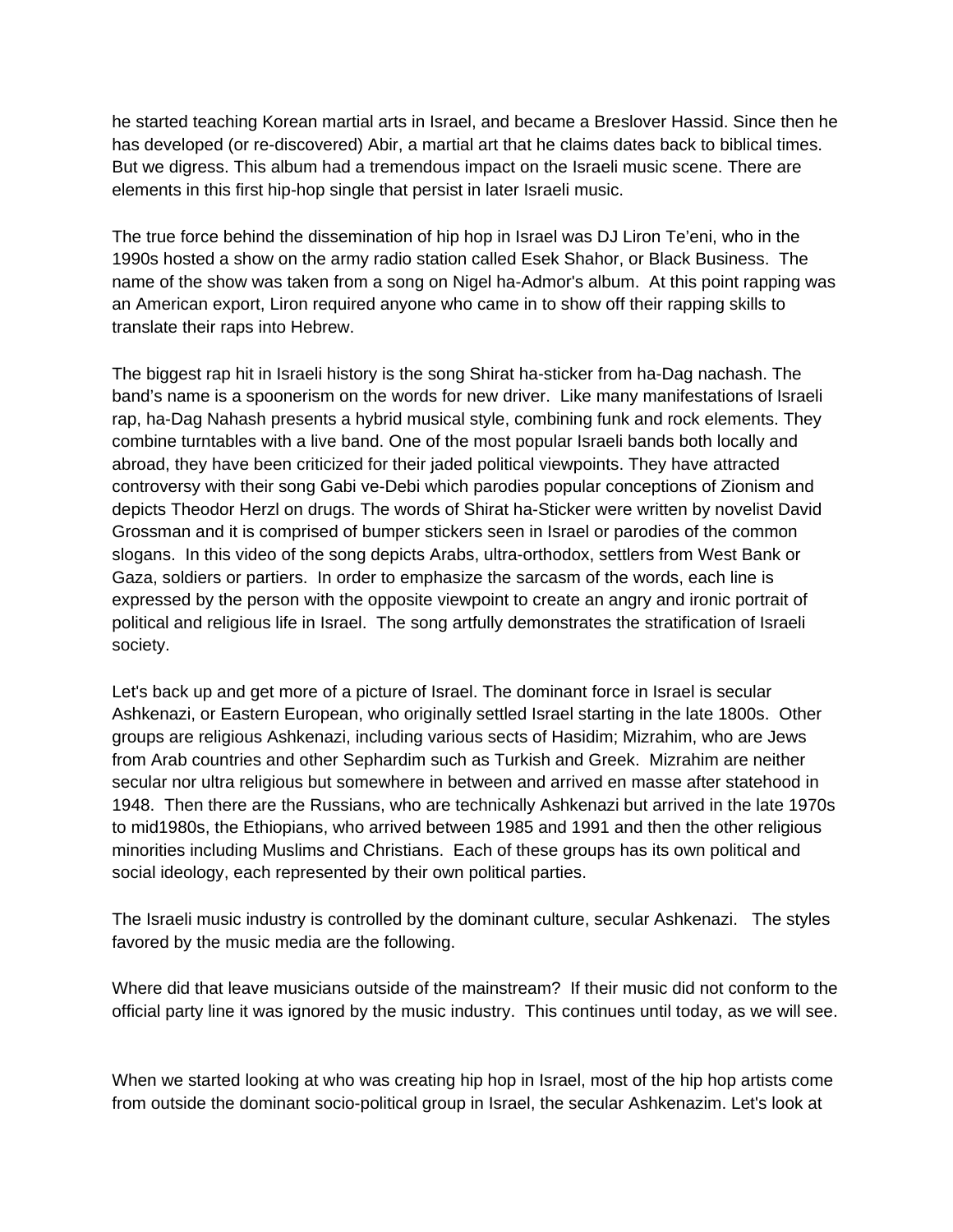he started teaching Korean martial arts in Israel, and became a Breslover Hassid. Since then he has developed (or re-discovered) Abir, a martial art that he claims dates back to biblical times. But we digress. This album had a tremendous impact on the Israeli music scene. There are elements in this first hip-hop single that persist in later Israeli music.

The true force behind the dissemination of hip hop in Israel was DJ Liron Te'eni, who in the 1990s hosted a show on the army radio station called Esek Shahor, or Black Business.  The name of the show was taken from a song on Nigel ha-Admor's album.  At this point rapping was an American export, Liron required anyone who came in to show off their rapping skills to translate their raps into Hebrew.

The biggest rap hit in Israeli history is the song Shirat ha-sticker from ha-Dag nachash. The band's name is a spoonerism on the words for new driver.  Like many manifestations of Israeli rap, ha-Dag Nahash presents a hybrid musical style, combining funk and rock elements. They combine turntables with a live band. One of the most popular Israeli bands both locally and abroad, they have been criticized for their jaded political viewpoints. They have attracted controversy with their song Gabi ve-Debi which parodies popular conceptions of Zionism and depicts Theodor Herzl on drugs. The words of Shirat ha-Sticker were written by novelist David Grossman and it is comprised of bumper stickers seen in Israel or parodies of the common slogans.  In this video of the song depicts Arabs, ultra-orthodox, settlers from West Bank or Gaza, soldiers or partiers.  In order to emphasize the sarcasm of the words, each line is expressed by the person with the opposite viewpoint to create an angry and ironic portrait of political and religious life in Israel.  The song artfully demonstrates the stratification of Israeli society.

Let's back up and get more of a picture of Israel. The dominant force in Israel is secular Ashkenazi, or Eastern European, who originally settled Israel starting in the late 1800s.  Other groups are religious Ashkenazi, including various sects of Hasidim; Mizrahim, who are Jews from Arab countries and other Sephardim such as Turkish and Greek.  Mizrahim are neither secular nor ultra religious but somewhere in between and arrived en masse after statehood in 1948.  Then there are the Russians, who are technically Ashkenazi but arrived in the late 1970s to mid1980s, the Ethiopians, who arrived between 1985 and 1991 and then the other religious minorities including Muslims and Christians.  Each of these groups has its own political and social ideology, each represented by their own political parties.

The Israeli music industry is controlled by the dominant culture, secular Ashkenazi.   The styles favored by the music media are the following.

Where did that leave musicians outside of the mainstream?  If their music did not conform to the official party line it was ignored by the music industry.  This continues until today, as we will see.

When we started looking at who was creating hip hop in Israel, most of the hip hop artists come from outside the dominant socio-political group in Israel, the secular Ashkenazim. Let's look at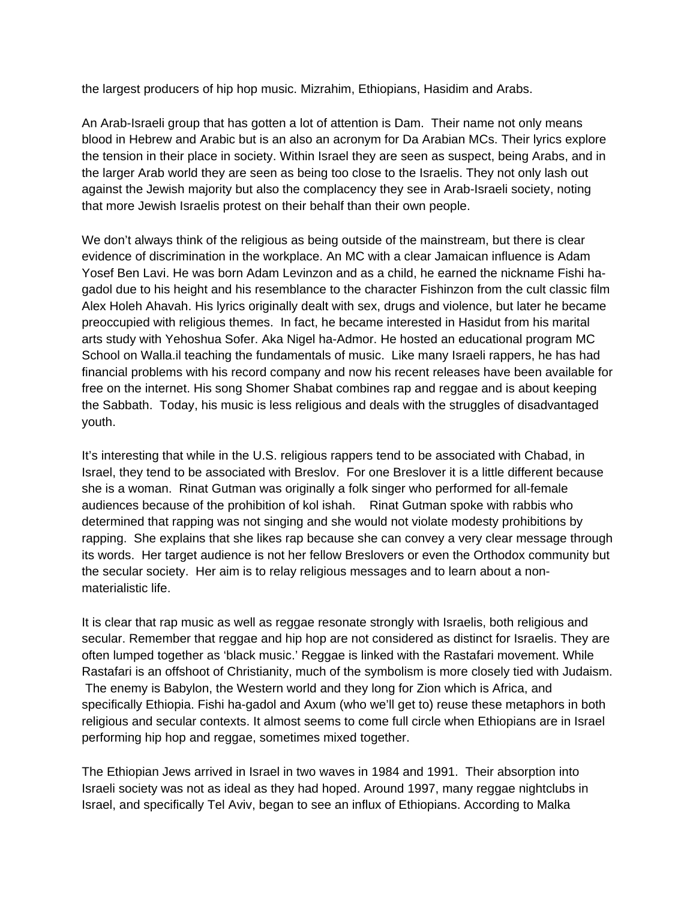the largest producers of hip hop music. Mizrahim, Ethiopians, Hasidim and Arabs.

An Arab-Israeli group that has gotten a lot of attention is Dam. Their name not only means blood in Hebrew and Arabic but is an also an acronym for Da Arabian MCs. Their lyrics explore the tension in their place in society. Within Israel they are seen as suspect, being Arabs, and in the larger Arab world they are seen as being too close to the Israelis. They not only lash out against the Jewish majority but also the complacency they see in Arab-Israeli society, noting that more Jewish Israelis protest on their behalf than their own people.

We don't always think of the religious as being outside of the mainstream, but there is clear evidence of discrimination in the workplace. An MC with a clear Jamaican influence is Adam Yosef Ben Lavi. He was born Adam Levinzon and as a child, he earned the nickname Fishi ha-gadol due to his height and his resemblance to the character Fishinzon from the cult classic film Alex Holeh Ahavah. His lyrics originally dealt with sex, drugs and violence, but later he became preoccupied with religious themes. In fact, he became interested in Hasidut from his marital arts study with Yehoshua Sofer. Aka Nigel ha-Admor. He hosted an educational program MC School on Walla.il teaching the fundamentals of music. Like many Israeli rappers, he has had financial problems with his record company and now his recent releases have been available for free on the internet. His song Shomer Shabat combines rap and reggae and is about keeping the Sabbath. Today, his music is less religious and deals with the struggles of disadvantaged youth.

It's interesting that while in the U.S. religious rappers tend to be associated with Chabad, in Israel, they tend to be associated with Breslov. For one Breslover it is a little different because she is a woman. Rinat Gutman was originally a folk singer who performed for all-female audiences because of the prohibition of kol ishah. Rinat Gutman spoke with rabbis who determined that rapping was not singing and she would not violate modesty prohibitions by rapping. She explains that she likes rap because she can convey a very clear message through its words. Her target audience is not her fellow Breslovers or even the Orthodox community but the secular society. Her aim is to relay religious messages and to learn about a non-materialistic life.

It is clear that rap music as well as reggae resonate strongly with Israelis, both religious and secular. Remember that reggae and hip hop are not considered as distinct for Israelis. They are often lumped together as 'black music.' Reggae is linked with the Rastafari movement. While Rastafari is an offshoot of Christianity, much of the symbolism is more closely tied with Judaism. The enemy is Babylon, the Western world and they long for Zion which is Africa, and specifically Ethiopia. Fishi ha-gadol and Axum (who we'll get to) reuse these metaphors in both religious and secular contexts. It almost seems to come full circle when Ethiopians are in Israel performing hip hop and reggae, sometimes mixed together.

The Ethiopian Jews arrived in Israel in two waves in 1984 and 1991. Their absorption into Israeli society was not as ideal as they had hoped. Around 1997, many reggae nightclubs in Israel, and specifically Tel Aviv, began to see an influx of Ethiopians. According to Malka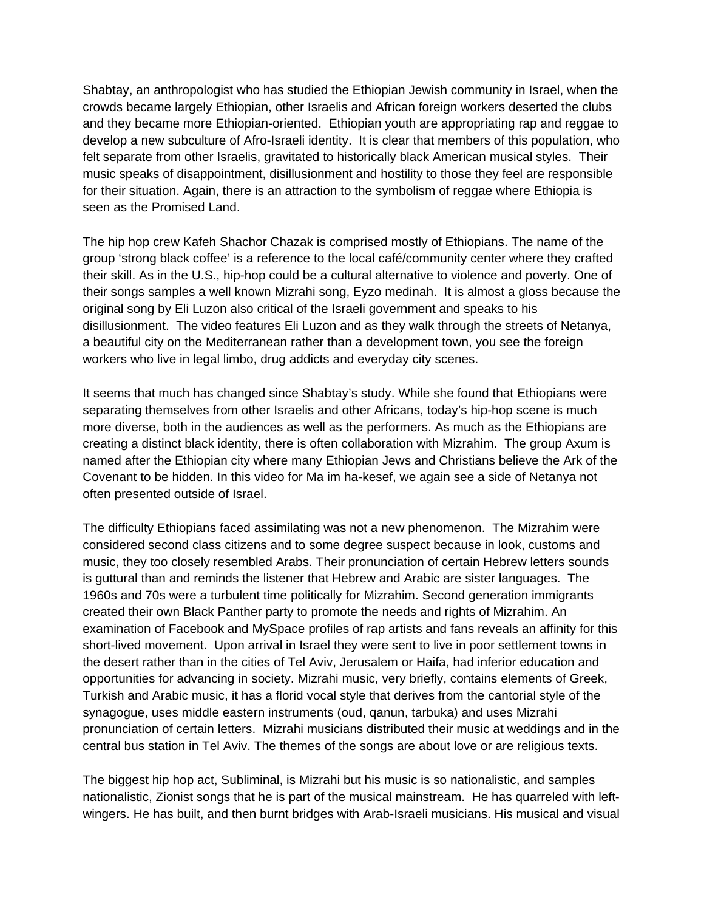Shabtay, an anthropologist who has studied the Ethiopian Jewish community in Israel, when the crowds became largely Ethiopian, other Israelis and African foreign workers deserted the clubs and they became more Ethiopian-oriented. Ethiopian youth are appropriating rap and reggae to develop a new subculture of Afro-Israeli identity. It is clear that members of this population, who felt separate from other Israelis, gravitated to historically black American musical styles. Their music speaks of disappointment, disillusionment and hostility to those they feel are responsible for their situation. Again, there is an attraction to the symbolism of reggae where Ethiopia is seen as the Promised Land.

The hip hop crew Kafeh Shachor Chazak is comprised mostly of Ethiopians. The name of the group 'strong black coffee' is a reference to the local café/community center where they crafted their skill. As in the U.S., hip-hop could be a cultural alternative to violence and poverty. One of their songs samples a well known Mizrahi song, Eyzo medinah. It is almost a gloss because the original song by Eli Luzon also critical of the Israeli government and speaks to his disillusionment. The video features Eli Luzon and as they walk through the streets of Netanya, a beautiful city on the Mediterranean rather than a development town, you see the foreign workers who live in legal limbo, drug addicts and everyday city scenes.

It seems that much has changed since Shabtay's study. While she found that Ethiopians were separating themselves from other Israelis and other Africans, today's hip-hop scene is much more diverse, both in the audiences as well as the performers. As much as the Ethiopians are creating a distinct black identity, there is often collaboration with Mizrahim. The group Axum is named after the Ethiopian city where many Ethiopian Jews and Christians believe the Ark of the Covenant to be hidden. In this video for Ma im ha-kesef, we again see a side of Netanya not often presented outside of Israel.

The difficulty Ethiopians faced assimilating was not a new phenomenon. The Mizrahim were considered second class citizens and to some degree suspect because in look, customs and music, they too closely resembled Arabs. Their pronunciation of certain Hebrew letters sounds is guttural than and reminds the listener that Hebrew and Arabic are sister languages. The 1960s and 70s were a turbulent time politically for Mizrahim. Second generation immigrants created their own Black Panther party to promote the needs and rights of Mizrahim. An examination of Facebook and MySpace profiles of rap artists and fans reveals an affinity for this short-lived movement. Upon arrival in Israel they were sent to live in poor settlement towns in the desert rather than in the cities of Tel Aviv, Jerusalem or Haifa, had inferior education and opportunities for advancing in society. Mizrahi music, very briefly, contains elements of Greek, Turkish and Arabic music, it has a florid vocal style that derives from the cantorial style of the synagogue, uses middle eastern instruments (oud, qanun, tarbuka) and uses Mizrahi pronunciation of certain letters. Mizrahi musicians distributed their music at weddings and in the central bus station in Tel Aviv. The themes of the songs are about love or are religious texts.

The biggest hip hop act, Subliminal, is Mizrahi but his music is so nationalistic, and samples nationalistic, Zionist songs that he is part of the musical mainstream. He has quarreled with left-wingers. He has built, and then burnt bridges with Arab-Israeli musicians. His musical and visual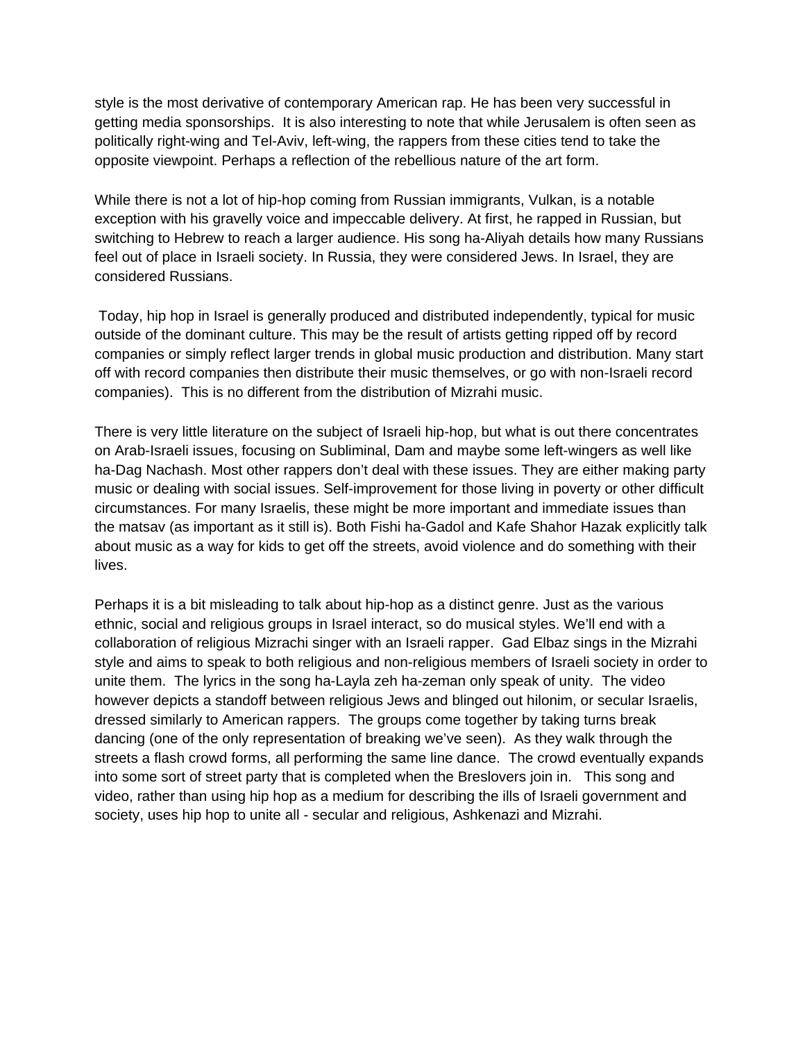style is the most derivative of contemporary American rap. He has been very successful in getting media sponsorships. It is also interesting to note that while Jerusalem is often seen as politically right-wing and Tel-Aviv, left-wing, the rappers from these cities tend to take the opposite viewpoint. Perhaps a reflection of the rebellious nature of the art form.

While there is not a lot of hip-hop coming from Russian immigrants, Vulkan, is a notable exception with his gravelly voice and impeccable delivery. At first, he rapped in Russian, but switching to Hebrew to reach a larger audience. His song ha-Aliyah details how many Russians feel out of place in Israeli society. In Russia, they were considered Jews. In Israel, they are considered Russians.

Today, hip hop in Israel is generally produced and distributed independently, typical for music outside of the dominant culture. This may be the result of artists getting ripped off by record companies or simply reflect larger trends in global music production and distribution. Many start off with record companies then distribute their music themselves, or go with non-Israeli record companies). This is no different from the distribution of Mizrahi music.

There is very little literature on the subject of Israeli hip-hop, but what is out there concentrates on Arab-Israeli issues, focusing on Subliminal, Dam and maybe some left-wingers as well like ha-Dag Nachash. Most other rappers don't deal with these issues. They are either making party music or dealing with social issues. Self-improvement for those living in poverty or other difficult circumstances. For many Israelis, these might be more important and immediate issues than the matsav (as important as it still is). Both Fishi ha-Gadol and Kafe Shahor Hazak explicitly talk about music as a way for kids to get off the streets, avoid violence and do something with their lives.

Perhaps it is a bit misleading to talk about hip-hop as a distinct genre. Just as the various ethnic, social and religious groups in Israel interact, so do musical styles. We'll end with a collaboration of religious Mizrachi singer with an Israeli rapper. Gad Elbaz sings in the Mizrahi style and aims to speak to both religious and non-religious members of Israeli society in order to unite them. The lyrics in the song ha-Layla zeh ha-zeman only speak of unity. The video however depicts a standoff between religious Jews and blinged out hilonim, or secular Israelis, dressed similarly to American rappers. The groups come together by taking turns break dancing (one of the only representation of breaking we've seen). As they walk through the streets a flash crowd forms, all performing the same line dance. The crowd eventually expands into some sort of street party that is completed when the Breslovers join in. This song and video, rather than using hip hop as a medium for describing the ills of Israeli government and society, uses hip hop to unite all - secular and religious, Ashkenazi and Mizrahi.